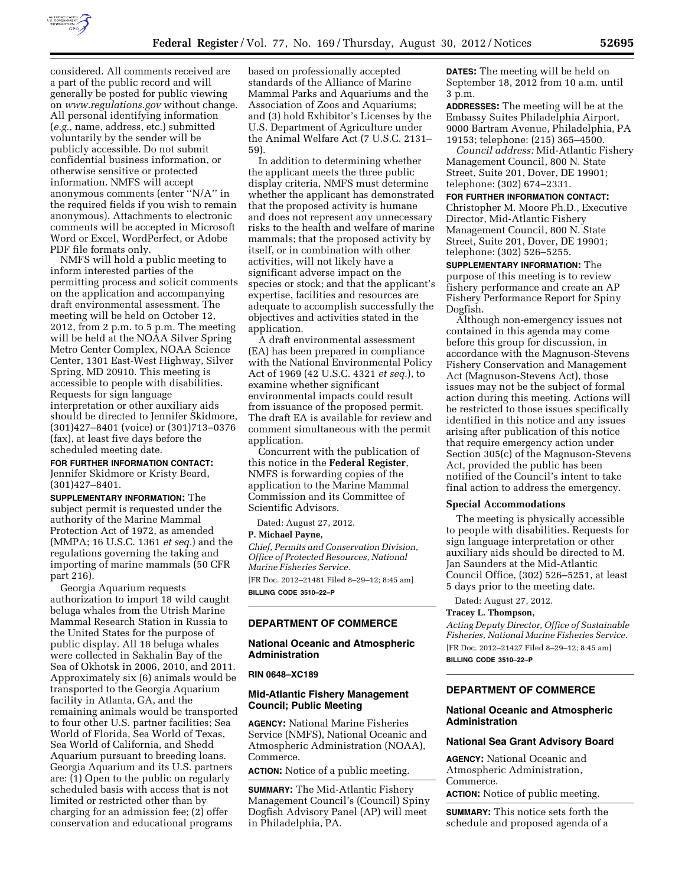considered. All comments received are a part of the public record and will generally be posted for public viewing on *www.regulations.gov* without change. All personal identifying information (*e.g.,* name, address, etc.) submitted voluntarily by the sender will be publicly accessible. Do not submit confidential business information, or otherwise sensitive or protected information. NMFS will accept anonymous comments (enter ''N/A'' in the required fields if you wish to remain anonymous). Attachments to electronic comments will be accepted in Microsoft Word or Excel, WordPerfect, or Adobe PDF file formats only.

NMFS will hold a public meeting to inform interested parties of the permitting process and solicit comments on the application and accompanying draft environmental assessment. The meeting will be held on October 12, 2012, from 2 p.m. to 5 p.m. The meeting will be held at the NOAA Silver Spring Metro Center Complex, NOAA Science Center, 1301 East-West Highway, Silver Spring, MD 20910. This meeting is accessible to people with disabilities. Requests for sign language interpretation or other auxiliary aids should be directed to Jennifer Skidmore, (301)427–8401 (voice) or (301)713–0376 (fax), at least five days before the scheduled meeting date.

**FOR FURTHER INFORMATION CONTACT:** Jennifer Skidmore or Kristy Beard, (301)427–8401.

**SUPPLEMENTARY INFORMATION:** The subject permit is requested under the authority of the Marine Mammal Protection Act of 1972, as amended (MMPA; 16 U.S.C. 1361 *et seq.*) and the regulations governing the taking and importing of marine mammals (50 CFR part 216).

Georgia Aquarium requests authorization to import 18 wild caught beluga whales from the Utrish Marine Mammal Research Station in Russia to the United States for the purpose of public display. All 18 beluga whales were collected in Sakhalin Bay of the Sea of Okhotsk in 2006, 2010, and 2011. Approximately six (6) animals would be transported to the Georgia Aquarium facility in Atlanta, GA, and the remaining animals would be transported to four other U.S. partner facilities; Sea World of Florida, Sea World of Texas, Sea World of California, and Shedd Aquarium pursuant to breeding loans. Georgia Aquarium and its U.S. partners are: (1) Open to the public on regularly scheduled basis with access that is not limited or restricted other than by charging for an admission fee; (2) offer conservation and educational programs based on professionally accepted standards of the Alliance of Marine Mammal Parks and Aquariums and the Association of Zoos and Aquariums; and (3) hold Exhibitor's Licenses by the U.S. Department of Agriculture under the Animal Welfare Act (7 U.S.C. 2131–59).

In addition to determining whether the applicant meets the three public display criteria, NMFS must determine whether the applicant has demonstrated that the proposed activity is humane and does not represent any unnecessary risks to the health and welfare of marine mammals; that the proposed activity by itself, or in combination with other activities, will not likely have a significant adverse impact on the species or stock; and that the applicant's expertise, facilities and resources are adequate to accomplish successfully the objectives and activities stated in the application.

A draft environmental assessment (EA) has been prepared in compliance with the National Environmental Policy Act of 1969 (42 U.S.C. 4321 *et seq.*), to examine whether significant environmental impacts could result from issuance of the proposed permit. The draft EA is available for review and comment simultaneous with the permit application.

Concurrent with the publication of this notice in the **Federal Register**, NMFS is forwarding copies of the application to the Marine Mammal Commission and its Committee of Scientific Advisors.

Dated: August 27, 2012.

**P. Michael Payne,**

*Chief, Permits and Conservation Division, Office of Protected Resources, National Marine Fisheries Service.*

[FR Doc. 2012–21481 Filed 8–29–12; 8:45 am]

**BILLING CODE 3510–22–P**

---

## DEPARTMENT OF COMMERCE

### National Oceanic and Atmospheric Administration

**RIN 0648–XC189**

### Mid-Atlantic Fishery Management Council; Public Meeting

**AGENCY:** National Marine Fisheries Service (NMFS), National Oceanic and Atmospheric Administration (NOAA), Commerce.

**ACTION:** Notice of a public meeting.

**SUMMARY:** The Mid-Atlantic Fishery Management Council's (Council) Spiny Dogfish Advisory Panel (AP) will meet in Philadelphia, PA.

**DATES:** The meeting will be held on September 18, 2012 from 10 a.m. until 3 p.m.

**ADDRESSES:** The meeting will be at the Embassy Suites Philadelphia Airport, 9000 Bartram Avenue, Philadelphia, PA 19153; telephone: (215) 365–4500.

*Council address:* Mid-Atlantic Fishery Management Council, 800 N. State Street, Suite 201, Dover, DE 19901; telephone: (302) 674–2331.

**FOR FURTHER INFORMATION CONTACT:** Christopher M. Moore Ph.D., Executive Director, Mid-Atlantic Fishery Management Council, 800 N. State Street, Suite 201, Dover, DE 19901; telephone: (302) 526–5255.

**SUPPLEMENTARY INFORMATION:** The purpose of this meeting is to review fishery performance and create an AP Fishery Performance Report for Spiny Dogfish.

Although non-emergency issues not contained in this agenda may come before this group for discussion, in accordance with the Magnuson-Stevens Fishery Conservation and Management Act (Magnuson-Stevens Act), those issues may not be the subject of formal action during this meeting. Actions will be restricted to those issues specifically identified in this notice and any issues arising after publication of this notice that require emergency action under Section 305(c) of the Magnuson-Stevens Act, provided the public has been notified of the Council's intent to take final action to address the emergency.

#### Special Accommodations

The meeting is physically accessible to people with disabilities. Requests for sign language interpretation or other auxiliary aids should be directed to M. Jan Saunders at the Mid-Atlantic Council Office, (302) 526–5251, at least 5 days prior to the meeting date.

Dated: August 27, 2012.

**Tracey L. Thompson,**

*Acting Deputy Director, Office of Sustainable Fisheries, National Marine Fisheries Service.*

[FR Doc. 2012–21427 Filed 8–29–12; 8:45 am]

**BILLING CODE 3510–22–P**

---

## DEPARTMENT OF COMMERCE

### National Oceanic and Atmospheric Administration

### National Sea Grant Advisory Board

**AGENCY:** National Oceanic and Atmospheric Administration, Commerce.

**ACTION:** Notice of public meeting.

**SUMMARY:** This notice sets forth the schedule and proposed agenda of a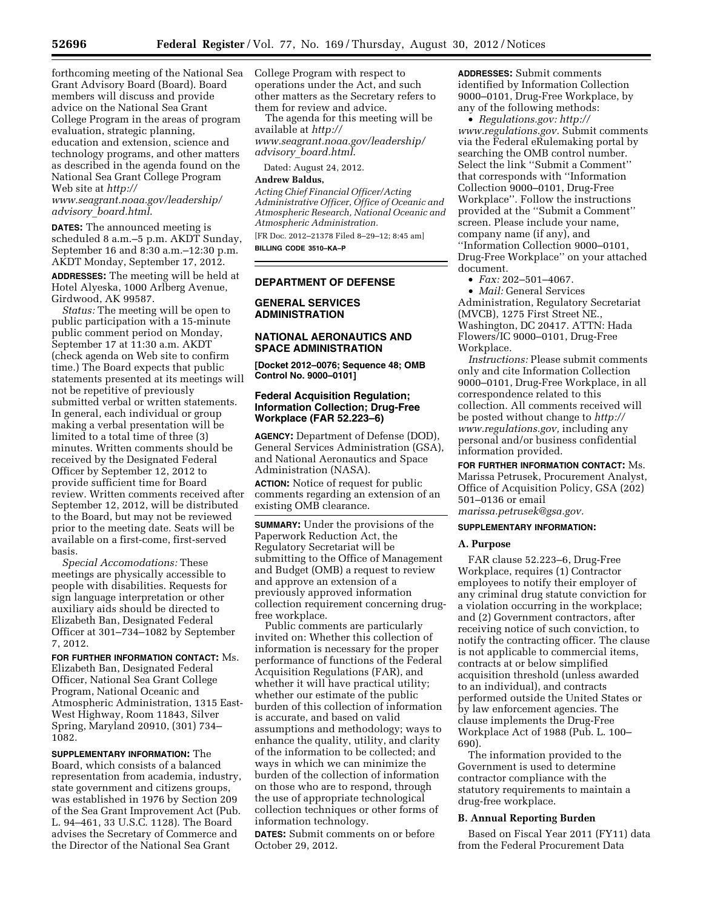forthcoming meeting of the National Sea Grant Advisory Board (Board). Board members will discuss and provide advice on the National Sea Grant College Program in the areas of program evaluation, strategic planning, education and extension, science and technology programs, and other matters as described in the agenda found on the National Sea Grant College Program Web site at *http://www.seagrant.noaa.gov/leadership/advisory_board.html*.

**DATES:** The announced meeting is scheduled 8 a.m.–5 p.m. AKDT Sunday, September 16 and 8:30 a.m.–12:30 p.m. AKDT Monday, September 17, 2012.

**ADDRESSES:** The meeting will be held at Hotel Alyeska, 1000 Arlberg Avenue, Girdwood, AK 99587.

*Status:* The meeting will be open to public participation with a 15-minute public comment period on Monday, September 17 at 11:30 a.m. AKDT (check agenda on Web site to confirm time.) The Board expects that public statements presented at its meetings will not be repetitive of previously submitted verbal or written statements. In general, each individual or group making a verbal presentation will be limited to a total time of three (3) minutes. Written comments should be received by the Designated Federal Officer by September 12, 2012 to provide sufficient time for Board review. Written comments received after September 12, 2012, will be distributed to the Board, but may not be reviewed prior to the meeting date. Seats will be available on a first-come, first-served basis.

*Special Accomodations:* These meetings are physically accessible to people with disabilities. Requests for sign language interpretation or other auxiliary aids should be directed to Elizabeth Ban, Designated Federal Officer at 301–734–1082 by September 7, 2012.

**FOR FURTHER INFORMATION CONTACT:** Ms. Elizabeth Ban, Designated Federal Officer, National Sea Grant College Program, National Oceanic and Atmospheric Administration, 1315 East-West Highway, Room 11843, Silver Spring, Maryland 20910, (301) 734–1082.

**SUPPLEMENTARY INFORMATION:** The Board, which consists of a balanced representation from academia, industry, state government and citizens groups, was established in 1976 by Section 209 of the Sea Grant Improvement Act (Pub. L. 94–461, 33 U.S.C. 1128). The Board advises the Secretary of Commerce and the Director of the National Sea Grant College Program with respect to operations under the Act, and such other matters as the Secretary refers to them for review and advice.

The agenda for this meeting will be available at *http://www.seagrant.noaa.gov/leadership/advisory_board.html*.

Dated: August 24, 2012.

**Andrew Baldus,**

*Acting Chief Financial Officer/Acting Administrative Officer, Office of Oceanic and Atmospheric Research, National Oceanic and Atmospheric Administration.*

[FR Doc. 2012–21378 Filed 8–29–12; 8:45 am]

**BILLING CODE 3510–KA–P**

## DEPARTMENT OF DEFENSE

## GENERAL SERVICES ADMINISTRATION

## NATIONAL AERONAUTICS AND SPACE ADMINISTRATION

**[Docket 2012–0076; Sequence 48; OMB Control No. 9000–0101]**

## Federal Acquisition Regulation; Information Collection; Drug-Free Workplace (FAR 52.223–6)

**AGENCY:** Department of Defense (DOD), General Services Administration (GSA), and National Aeronautics and Space Administration (NASA).

**ACTION:** Notice of request for public comments regarding an extension of an existing OMB clearance.

**SUMMARY:** Under the provisions of the Paperwork Reduction Act, the Regulatory Secretariat will be submitting to the Office of Management and Budget (OMB) a request to review and approve an extension of a previously approved information collection requirement concerning drug-free workplace.

Public comments are particularly invited on: Whether this collection of information is necessary for the proper performance of functions of the Federal Acquisition Regulations (FAR), and whether it will have practical utility; whether our estimate of the public burden of this collection of information is accurate, and based on valid assumptions and methodology; ways to enhance the quality, utility, and clarity of the information to be collected; and ways in which we can minimize the burden of the collection of information on those who are to respond, through the use of appropriate technological collection techniques or other forms of information technology.

**DATES:** Submit comments on or before October 29, 2012.

**ADDRESSES:** Submit comments identified by Information Collection 9000–0101, Drug-Free Workplace, by any of the following methods:

- *Regulations.gov: http://www.regulations.gov.* Submit comments via the Federal eRulemaking portal by searching the OMB control number. Select the link "Submit a Comment" that corresponds with "Information Collection 9000–0101, Drug-Free Workplace". Follow the instructions provided at the "Submit a Comment" screen. Please include your name, company name (if any), and "Information Collection 9000–0101, Drug-Free Workplace" on your attached document.
- *Fax:* 202–501–4067.
- *Mail:* General Services Administration, Regulatory Secretariat (MVCB), 1275 First Street NE., Washington, DC 20417. ATTN: Hada Flowers/IC 9000–0101, Drug-Free Workplace.

*Instructions:* Please submit comments only and cite Information Collection 9000–0101, Drug-Free Workplace, in all correspondence related to this collection. All comments received will be posted without change to *http://www.regulations.gov,* including any personal and/or business confidential information provided.

**FOR FURTHER INFORMATION CONTACT:** Ms. Marissa Petrusek, Procurement Analyst, Office of Acquisition Policy, GSA (202) 501–0136 or email *marissa.petrusek@gsa.gov.*

**SUPPLEMENTARY INFORMATION:**

### A. Purpose

FAR clause 52.223–6, Drug-Free Workplace, requires (1) Contractor employees to notify their employer of any criminal drug statute conviction for a violation occurring in the workplace; and (2) Government contractors, after receiving notice of such conviction, to notify the contracting officer. The clause is not applicable to commercial items, contracts at or below simplified acquisition threshold (unless awarded to an individual), and contracts performed outside the United States or by law enforcement agencies. The clause implements the Drug-Free Workplace Act of 1988 (Pub. L. 100–690).

The information provided to the Government is used to determine contractor compliance with the statutory requirements to maintain a drug-free workplace.

### B. Annual Reporting Burden

Based on Fiscal Year 2011 (FY11) data from the Federal Procurement Data